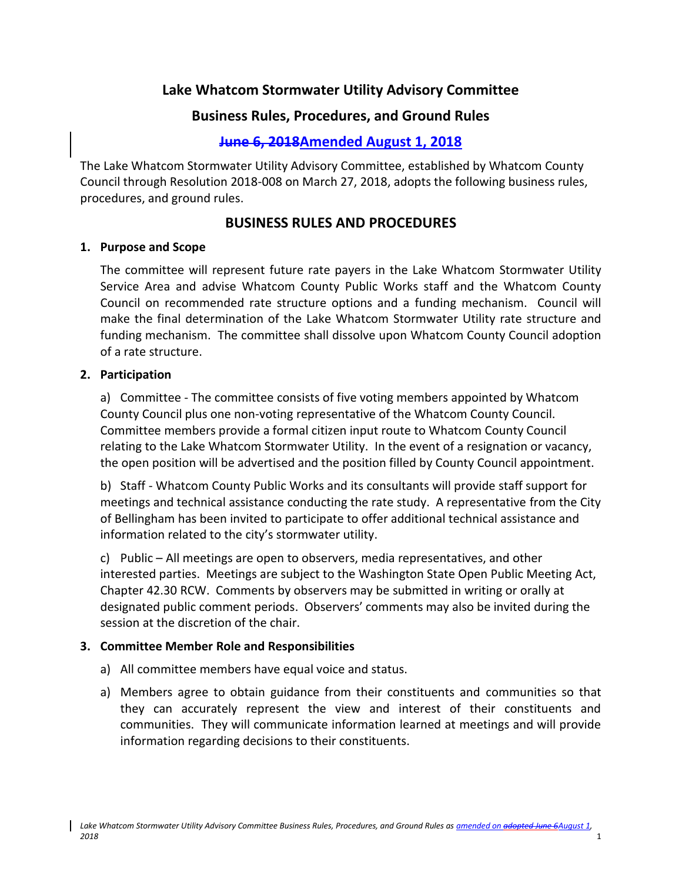# Lake Whatcom Stormwater Utility Advisory Committee

## Business Rules, Procedures, and Ground Rules

### ~~June 6, 2018~~Amended August 1, 2018

The Lake Whatcom Stormwater Utility Advisory Committee, established by Whatcom County Council through Resolution 2018-008 on March 27, 2018, adopts the following business rules, procedures, and ground rules.

## BUSINESS RULES AND PROCEDURES

**1. Purpose and Scope**

The committee will represent future rate payers in the Lake Whatcom Stormwater Utility Service Area and advise Whatcom County Public Works staff and the Whatcom County Council on recommended rate structure options and a funding mechanism. Council will make the final determination of the Lake Whatcom Stormwater Utility rate structure and funding mechanism. The committee shall dissolve upon Whatcom County Council adoption of a rate structure.

**2. Participation**

a) Committee - The committee consists of five voting members appointed by Whatcom County Council plus one non-voting representative of the Whatcom County Council. Committee members provide a formal citizen input route to Whatcom County Council relating to the Lake Whatcom Stormwater Utility. In the event of a resignation or vacancy, the open position will be advertised and the position filled by County Council appointment.

b) Staff - Whatcom County Public Works and its consultants will provide staff support for meetings and technical assistance conducting the rate study. A representative from the City of Bellingham has been invited to participate to offer additional technical assistance and information related to the city's stormwater utility.

c) Public – All meetings are open to observers, media representatives, and other interested parties. Meetings are subject to the Washington State Open Public Meeting Act, Chapter 42.30 RCW. Comments by observers may be submitted in writing or orally at designated public comment periods. Observers' comments may also be invited during the session at the discretion of the chair.

**3. Committee Member Role and Responsibilities**

a) All committee members have equal voice and status.

a) Members agree to obtain guidance from their constituents and communities so that they can accurately represent the view and interest of their constituents and communities. They will communicate information learned at meetings and will provide information regarding decisions to their constituents.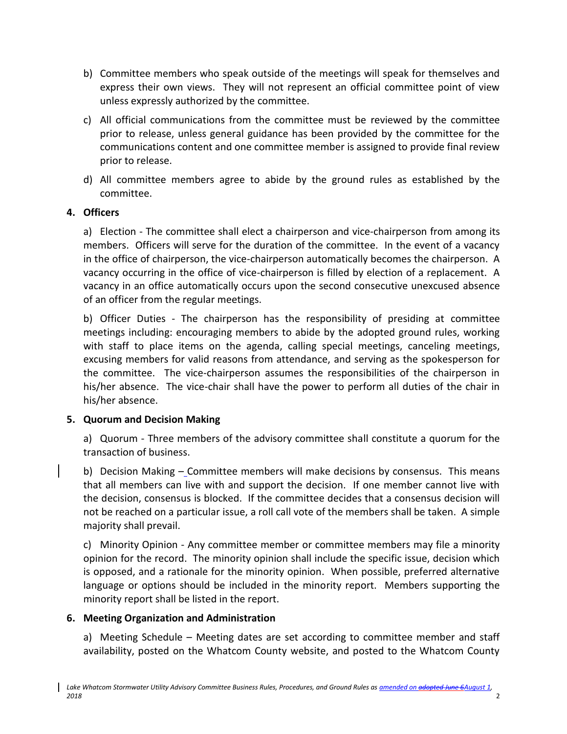b) Committee members who speak outside of the meetings will speak for themselves and express their own views. They will not represent an official committee point of view unless expressly authorized by the committee.

c) All official communications from the committee must be reviewed by the committee prior to release, unless general guidance has been provided by the committee for the communications content and one committee member is assigned to provide final review prior to release.

d) All committee members agree to abide by the ground rules as established by the committee.

### 4. Officers

a) Election - The committee shall elect a chairperson and vice-chairperson from among its members. Officers will serve for the duration of the committee. In the event of a vacancy in the office of chairperson, the vice-chairperson automatically becomes the chairperson. A vacancy occurring in the office of vice-chairperson is filled by election of a replacement. A vacancy in an office automatically occurs upon the second consecutive unexcused absence of an officer from the regular meetings.

b) Officer Duties - The chairperson has the responsibility of presiding at committee meetings including: encouraging members to abide by the adopted ground rules, working with staff to place items on the agenda, calling special meetings, canceling meetings, excusing members for valid reasons from attendance, and serving as the spokesperson for the committee. The vice-chairperson assumes the responsibilities of the chairperson in his/her absence. The vice-chair shall have the power to perform all duties of the chair in his/her absence.

### 5. Quorum and Decision Making

a) Quorum - Three members of the advisory committee shall constitute a quorum for the transaction of business.

b) Decision Making – Committee members will make decisions by consensus. This means that all members can live with and support the decision. If one member cannot live with the decision, consensus is blocked. If the committee decides that a consensus decision will not be reached on a particular issue, a roll call vote of the members shall be taken. A simple majority shall prevail.

c) Minority Opinion - Any committee member or committee members may file a minority opinion for the record. The minority opinion shall include the specific issue, decision which is opposed, and a rationale for the minority opinion. When possible, preferred alternative language or options should be included in the minority report. Members supporting the minority report shall be listed in the report.

### 6. Meeting Organization and Administration

a) Meeting Schedule – Meeting dates are set according to committee member and staff availability, posted on the Whatcom County website, and posted to the Whatcom County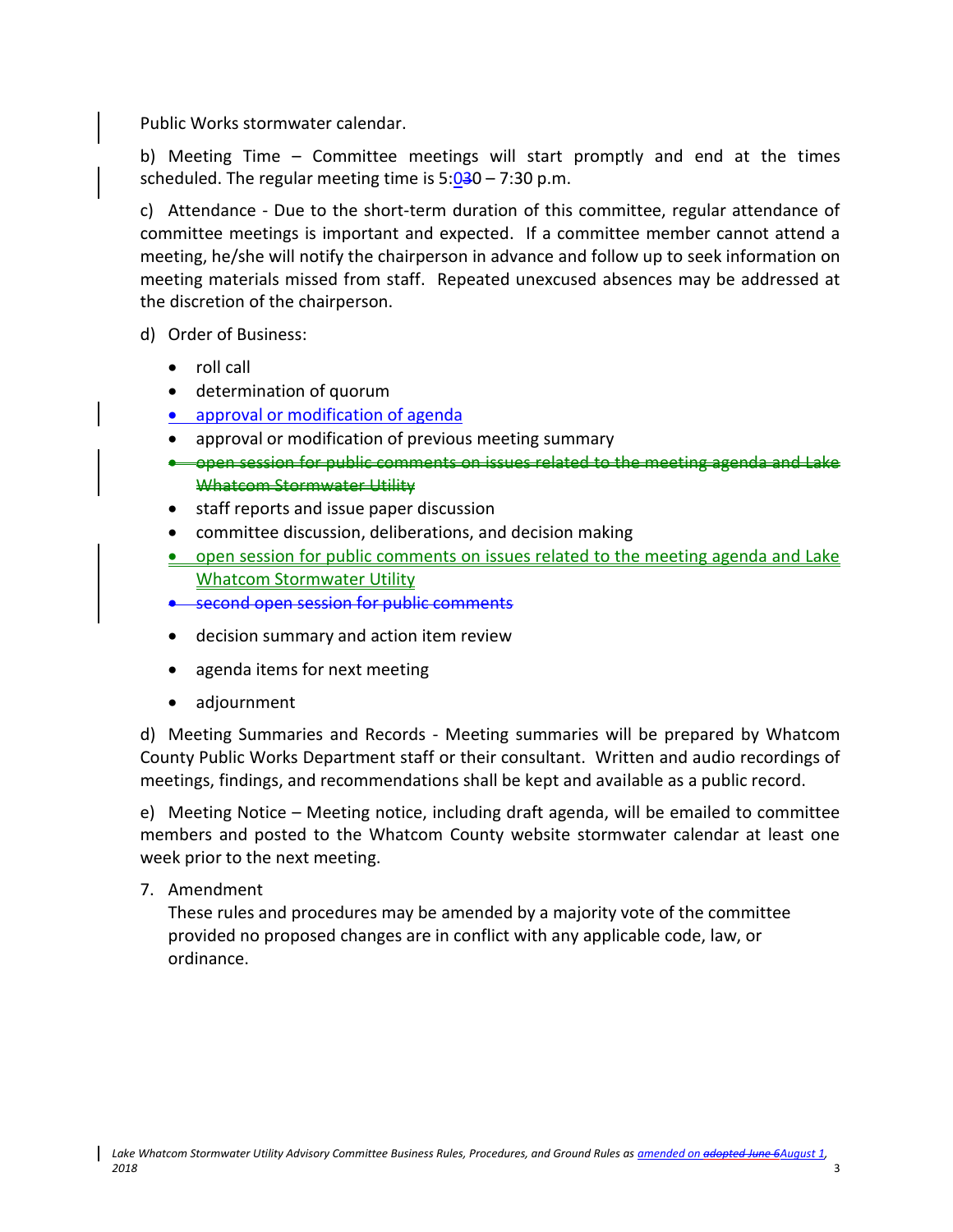Public Works stormwater calendar.

b) Meeting Time – Committee meetings will start promptly and end at the times scheduled. The regular meeting time is 5:030 – 7:30 p.m.

c) Attendance - Due to the short-term duration of this committee, regular attendance of committee meetings is important and expected. If a committee member cannot attend a meeting, he/she will notify the chairperson in advance and follow up to seek information on meeting materials missed from staff. Repeated unexcused absences may be addressed at the discretion of the chairperson.

d) Order of Business:

- roll call
- determination of quorum
- approval or modification of agenda
- approval or modification of previous meeting summary
- ~~open session for public comments on issues related to the meeting agenda and Lake Whatcom Stormwater Utility~~
- staff reports and issue paper discussion
- committee discussion, deliberations, and decision making
- open session for public comments on issues related to the meeting agenda and Lake Whatcom Stormwater Utility
- ~~second open session for public comments~~
- decision summary and action item review
- agenda items for next meeting
- adjournment

d) Meeting Summaries and Records - Meeting summaries will be prepared by Whatcom County Public Works Department staff or their consultant. Written and audio recordings of meetings, findings, and recommendations shall be kept and available as a public record.

e) Meeting Notice – Meeting notice, including draft agenda, will be emailed to committee members and posted to the Whatcom County website stormwater calendar at least one week prior to the next meeting.

7. Amendment
   These rules and procedures may be amended by a majority vote of the committee provided no proposed changes are in conflict with any applicable code, law, or ordinance.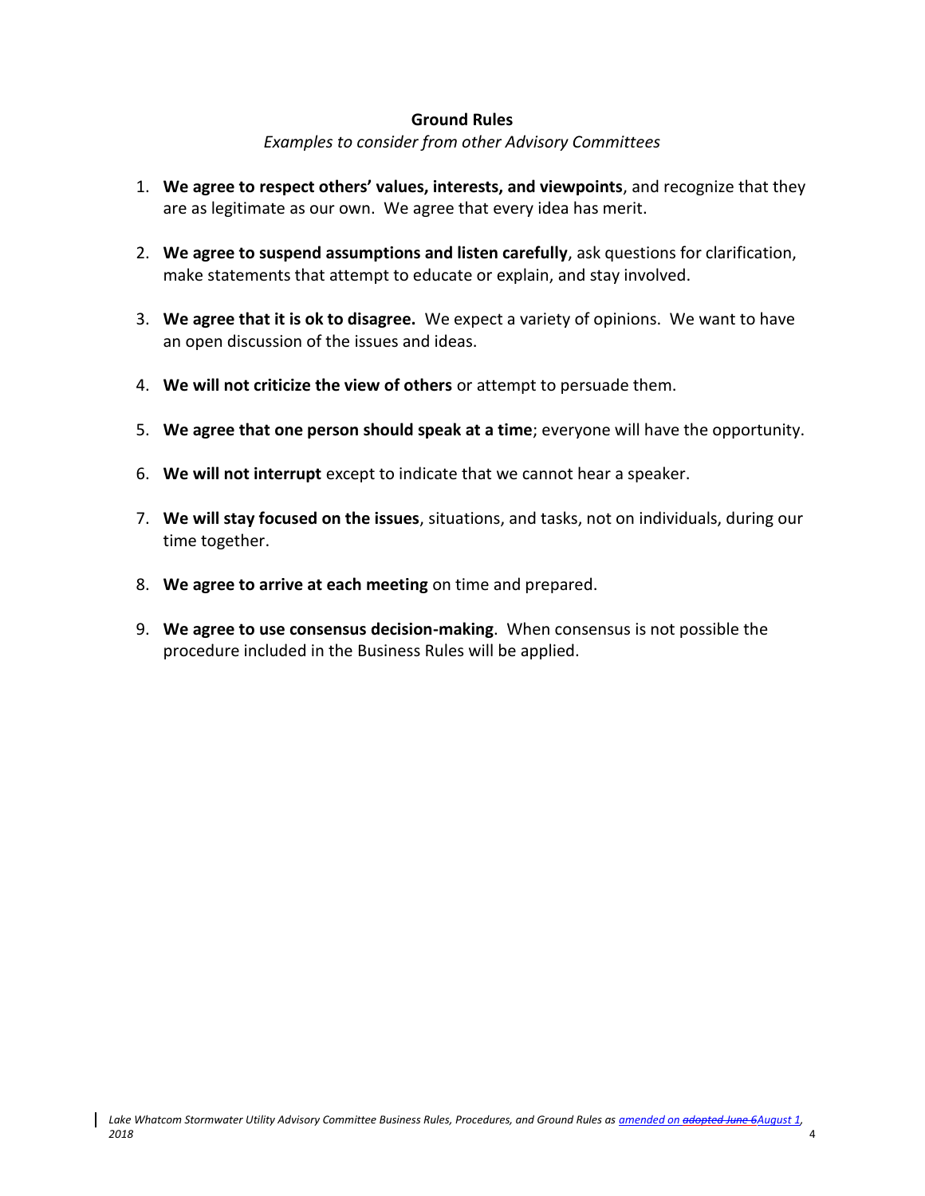**Ground Rules**

*Examples to consider from other Advisory Committees*

1. **We agree to respect others' values, interests, and viewpoints**, and recognize that they are as legitimate as our own. We agree that every idea has merit.

2. **We agree to suspend assumptions and listen carefully**, ask questions for clarification, make statements that attempt to educate or explain, and stay involved.

3. **We agree that it is ok to disagree.** We expect a variety of opinions. We want to have an open discussion of the issues and ideas.

4. **We will not criticize the view of others** or attempt to persuade them.

5. **We agree that one person should speak at a time**; everyone will have the opportunity.

6. **We will not interrupt** except to indicate that we cannot hear a speaker.

7. **We will stay focused on the issues**, situations, and tasks, not on individuals, during our time together.

8. **We agree to arrive at each meeting** on time and prepared.

9. **We agree to use consensus decision-making**. When consensus is not possible the procedure included in the Business Rules will be applied.